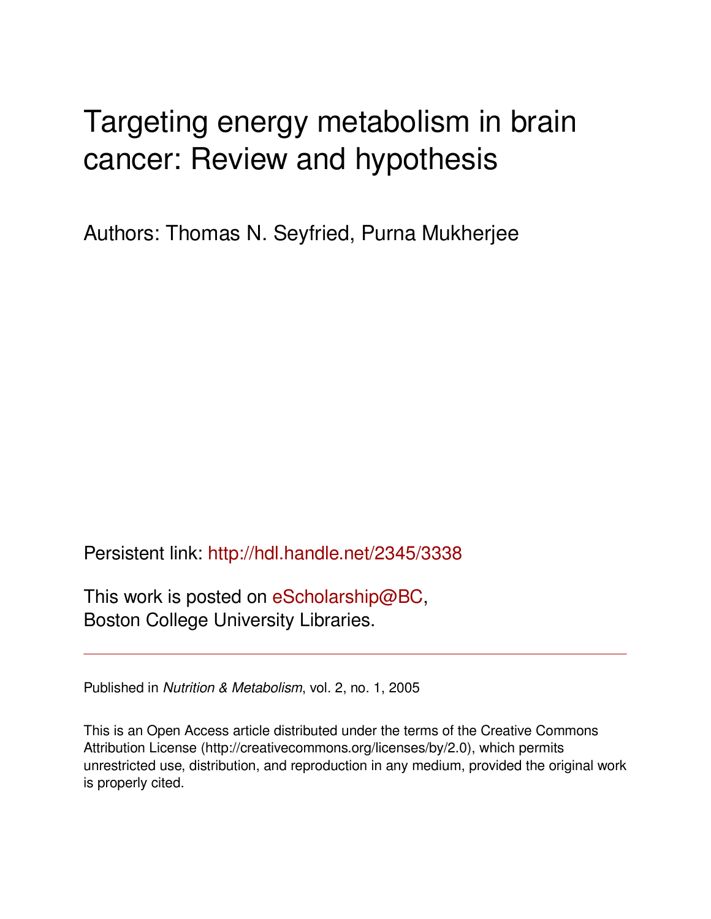# Targeting energy metabolism in brain cancer: Review and hypothesis

Authors: Thomas N. Seyfried, Purna Mukherjee

Persistent link: http://hdl.handle.net/2345/3338

This work is posted on eScholarship@BC, Boston College University Libraries.

---

Published in *Nutrition & Metabolism*, vol. 2, no. 1, 2005

This is an Open Access article distributed under the terms of the Creative Commons Attribution License (http://creativecommons.org/licenses/by/2.0), which permits unrestricted use, distribution, and reproduction in any medium, provided the original work is properly cited.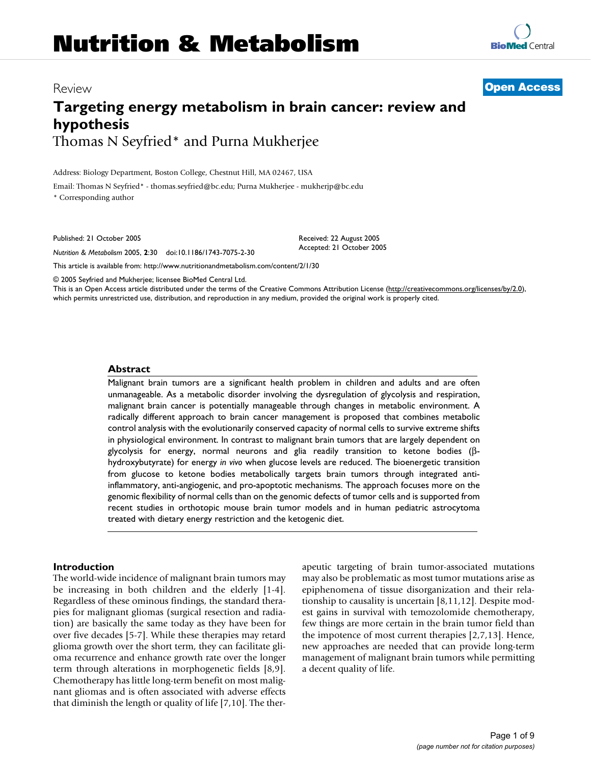# Targeting energy metabolism in brain cancer: review and hypothesis

Thomas N Seyfried* and Purna Mukherjee

Address: Biology Department, Boston College, Chestnut Hill, MA 02467, USA

Email: Thomas N Seyfried* - thomas.seyfried@bc.edu; Purna Mukherjee - mukherjp@bc.edu

\* Corresponding author

Published: 21 October 2005

*Nutrition & Metabolism* 2005, **2**:30 doi:10.1186/1743-7075-2-30

Received: 22 August 2005
Accepted: 21 October 2005

This article is available from: http://www.nutritionandmetabolism.com/content/2/1/30

© 2005 Seyfried and Mukherjee; licensee BioMed Central Ltd.

This is an Open Access article distributed under the terms of the Creative Commons Attribution License (http://creativecommons.org/licenses/by/2.0), which permits unrestricted use, distribution, and reproduction in any medium, provided the original work is properly cited.

## Abstract

Malignant brain tumors are a significant health problem in children and adults and are often unmanageable. As a metabolic disorder involving the dysregulation of glycolysis and respiration, malignant brain cancer is potentially manageable through changes in metabolic environment. A radically different approach to brain cancer management is proposed that combines metabolic control analysis with the evolutionarily conserved capacity of normal cells to survive extreme shifts in physiological environment. In contrast to malignant brain tumors that are largely dependent on glycolysis for energy, normal neurons and glia readily transition to ketone bodies (β-hydroxybutyrate) for energy *in vivo* when glucose levels are reduced. The bioenergetic transition from glucose to ketone bodies metabolically targets brain tumors through integrated anti-inflammatory, anti-angiogenic, and pro-apoptotic mechanisms. The approach focuses more on the genomic flexibility of normal cells than on the genomic defects of tumor cells and is supported from recent studies in orthotopic mouse brain tumor models and in human pediatric astrocytoma treated with dietary energy restriction and the ketogenic diet.

## Introduction

The world-wide incidence of malignant brain tumors may be increasing in both children and the elderly [1-4]. Regardless of these ominous findings, the standard therapies for malignant gliomas (surgical resection and radiation) are basically the same today as they have been for over five decades [5-7]. While these therapies may retard glioma growth over the short term, they can facilitate glioma recurrence and enhance growth rate over the longer term through alterations in morphogenetic fields [8,9]. Chemotherapy has little long-term benefit on most malignant gliomas and is often associated with adverse effects that diminish the length or quality of life [7,10]. The therapeutic targeting of brain tumor-associated mutations may also be problematic as most tumor mutations arise as epiphenomena of tissue disorganization and their relationship to causality is uncertain [8,11,12]. Despite modest gains in survival with temozolomide chemotherapy, few things are more certain in the brain tumor field than the impotence of most current therapies [2,7,13]. Hence, new approaches are needed that can provide long-term management of malignant brain tumors while permitting a decent quality of life.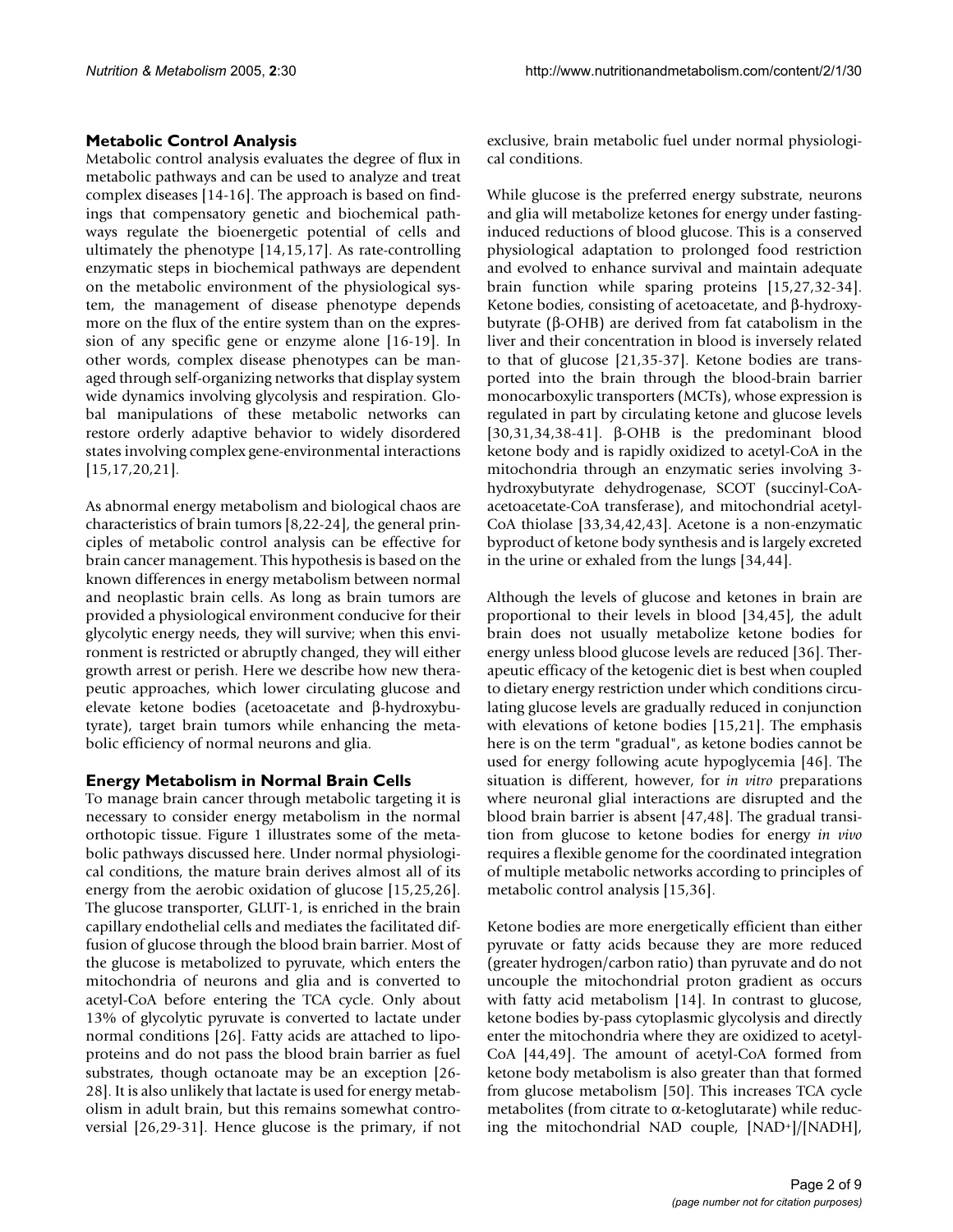## Metabolic Control Analysis

Metabolic control analysis evaluates the degree of flux in metabolic pathways and can be used to analyze and treat complex diseases [14-16]. The approach is based on findings that compensatory genetic and biochemical pathways regulate the bioenergetic potential of cells and ultimately the phenotype [14,15,17]. As rate-controlling enzymatic steps in biochemical pathways are dependent on the metabolic environment of the physiological system, the management of disease phenotype depends more on the flux of the entire system than on the expression of any specific gene or enzyme alone [16-19]. In other words, complex disease phenotypes can be managed through self-organizing networks that display system wide dynamics involving glycolysis and respiration. Global manipulations of these metabolic networks can restore orderly adaptive behavior to widely disordered states involving complex gene-environmental interactions [15,17,20,21].

As abnormal energy metabolism and biological chaos are characteristics of brain tumors [8,22-24], the general principles of metabolic control analysis can be effective for brain cancer management. This hypothesis is based on the known differences in energy metabolism between normal and neoplastic brain cells. As long as brain tumors are provided a physiological environment conducive for their glycolytic energy needs, they will survive; when this environment is restricted or abruptly changed, they will either growth arrest or perish. Here we describe how new therapeutic approaches, which lower circulating glucose and elevate ketone bodies (acetoacetate and β-hydroxybutyrate), target brain tumors while enhancing the metabolic efficiency of normal neurons and glia.

## Energy Metabolism in Normal Brain Cells

To manage brain cancer through metabolic targeting it is necessary to consider energy metabolism in the normal orthotopic tissue. Figure 1 illustrates some of the metabolic pathways discussed here. Under normal physiological conditions, the mature brain derives almost all of its energy from the aerobic oxidation of glucose [15,25,26]. The glucose transporter, GLUT-1, is enriched in the brain capillary endothelial cells and mediates the facilitated diffusion of glucose through the blood brain barrier. Most of the glucose is metabolized to pyruvate, which enters the mitochondria of neurons and glia and is converted to acetyl-CoA before entering the TCA cycle. Only about 13% of glycolytic pyruvate is converted to lactate under normal conditions [26]. Fatty acids are attached to lipoproteins and do not pass the blood brain barrier as fuel substrates, though octanoate may be an exception [26-28]. It is also unlikely that lactate is used for energy metabolism in adult brain, but this remains somewhat controversial [26,29-31]. Hence glucose is the primary, if not exclusive, brain metabolic fuel under normal physiological conditions.

While glucose is the preferred energy substrate, neurons and glia will metabolize ketones for energy under fasting-induced reductions of blood glucose. This is a conserved physiological adaptation to prolonged food restriction and evolved to enhance survival and maintain adequate brain function while sparing proteins [15,27,32-34]. Ketone bodies, consisting of acetoacetate, and β-hydroxybutyrate (β-OHB) are derived from fat catabolism in the liver and their concentration in blood is inversely related to that of glucose [21,35-37]. Ketone bodies are transported into the brain through the blood-brain barrier monocarboxylic transporters (MCTs), whose expression is regulated in part by circulating ketone and glucose levels [30,31,34,38-41]. β-OHB is the predominant blood ketone body and is rapidly oxidized to acetyl-CoA in the mitochondria through an enzymatic series involving 3-hydroxybutyrate dehydrogenase, SCOT (succinyl-CoA-acetoacetate-CoA transferase), and mitochondrial acetyl-CoA thiolase [33,34,42,43]. Acetone is a non-enzymatic byproduct of ketone body synthesis and is largely excreted in the urine or exhaled from the lungs [34,44].

Although the levels of glucose and ketones in brain are proportional to their levels in blood [34,45], the adult brain does not usually metabolize ketone bodies for energy unless blood glucose levels are reduced [36]. Therapeutic efficacy of the ketogenic diet is best when coupled to dietary energy restriction under which conditions circulating glucose levels are gradually reduced in conjunction with elevations of ketone bodies [15,21]. The emphasis here is on the term "gradual", as ketone bodies cannot be used for energy following acute hypoglycemia [46]. The situation is different, however, for *in vitro* preparations where neuronal glial interactions are disrupted and the blood brain barrier is absent [47,48]. The gradual transition from glucose to ketone bodies for energy *in vivo* requires a flexible genome for the coordinated integration of multiple metabolic networks according to principles of metabolic control analysis [15,36].

Ketone bodies are more energetically efficient than either pyruvate or fatty acids because they are more reduced (greater hydrogen/carbon ratio) than pyruvate and do not uncouple the mitochondrial proton gradient as occurs with fatty acid metabolism [14]. In contrast to glucose, ketone bodies by-pass cytoplasmic glycolysis and directly enter the mitochondria where they are oxidized to acetyl-CoA [44,49]. The amount of acetyl-CoA formed from ketone body metabolism is also greater than that formed from glucose metabolism [50]. This increases TCA cycle metabolites (from citrate to α-ketoglutarate) while reducing the mitochondrial NAD couple, $[NAD^+]/[NADH]$,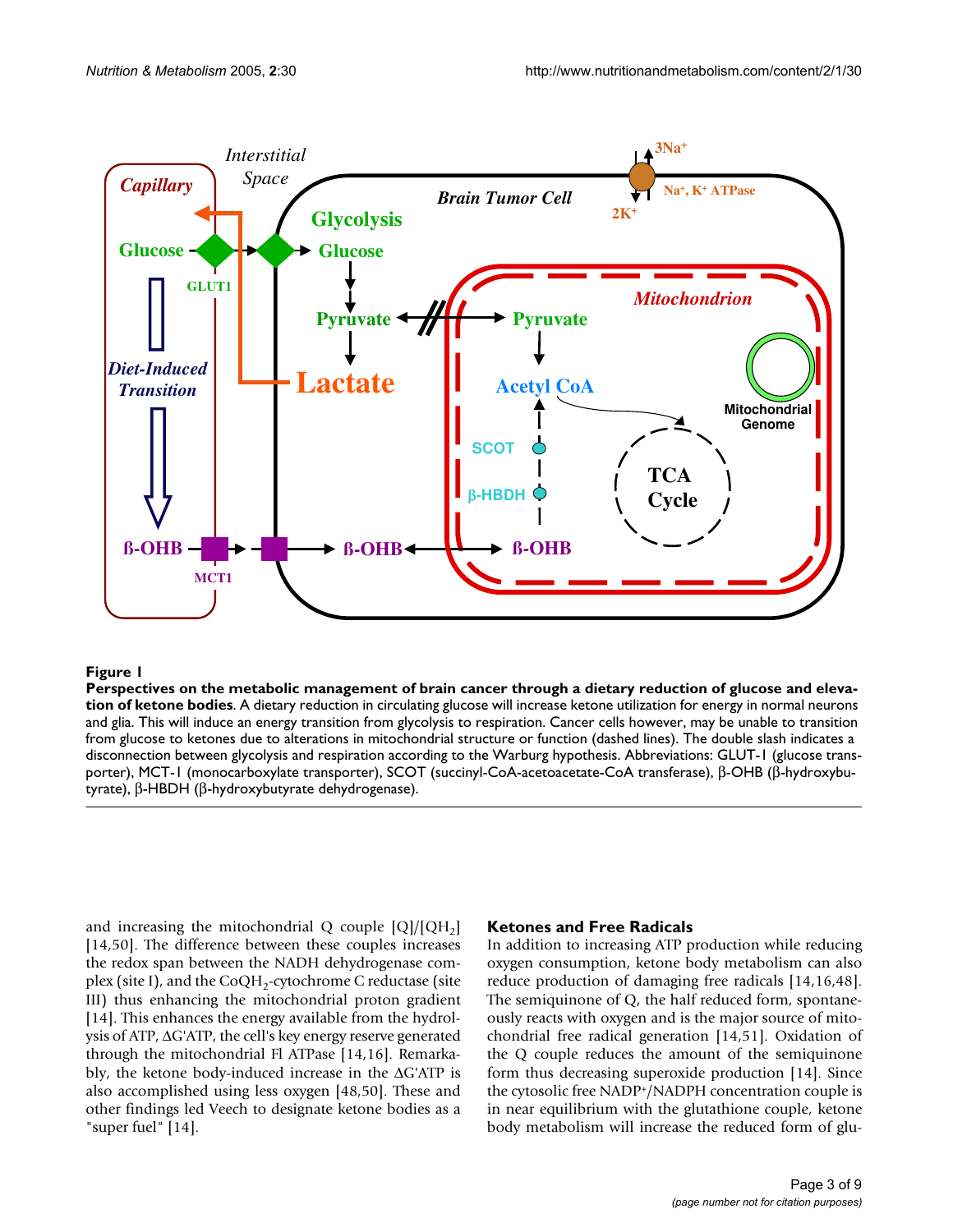**Figure 1**

**Perspectives on the metabolic management of brain cancer through a dietary reduction of glucose and elevation of ketone bodies**. A dietary reduction in circulating glucose will increase ketone utilization for energy in normal neurons and glia. This will induce an energy transition from glycolysis to respiration. Cancer cells however, may be unable to transition from glucose to ketones due to alterations in mitochondrial structure or function (dashed lines). The double slash indicates a disconnection between glycolysis and respiration according to the Warburg hypothesis. Abbreviations: GLUT-1 (glucose transporter), MCT-1 (monocarboxylate transporter), SCOT (succinyl-CoA-acetoacetate-CoA transferase), β-OHB (β-hydroxybutyrate), β-HBDH (β-hydroxybutyrate dehydrogenase).

and increasing the mitochondrial Q couple $[Q]/[QH_2]$ [14,50]. The difference between these couples increases the redox span between the NADH dehydrogenase complex (site I), and the $CoQH_2$-cytochrome C reductase (site III) thus enhancing the mitochondrial proton gradient [14]. This enhances the energy available from the hydrolysis of ATP, $\Delta G'ATP$, the cell's key energy reserve generated through the mitochondrial Fl ATPase [14,16]. Remarkably, the ketone body-induced increase in the $\Delta G'ATP$ is also accomplished using less oxygen [48,50]. These and other findings led Veech to designate ketone bodies as a "super fuel" [14].

## Ketones and Free Radicals

In addition to increasing ATP production while reducing oxygen consumption, ketone body metabolism can also reduce production of damaging free radicals [14,16,48]. The semiquinone of Q, the half reduced form, spontaneously reacts with oxygen and is the major source of mitochondrial free radical generation [14,51]. Oxidation of the Q couple reduces the amount of the semiquinone form thus decreasing superoxide production [14]. Since the cytosolic free $NADP^+/NADPH$ concentration couple is in near equilibrium with the glutathione couple, ketone body metabolism will increase the reduced form of glu-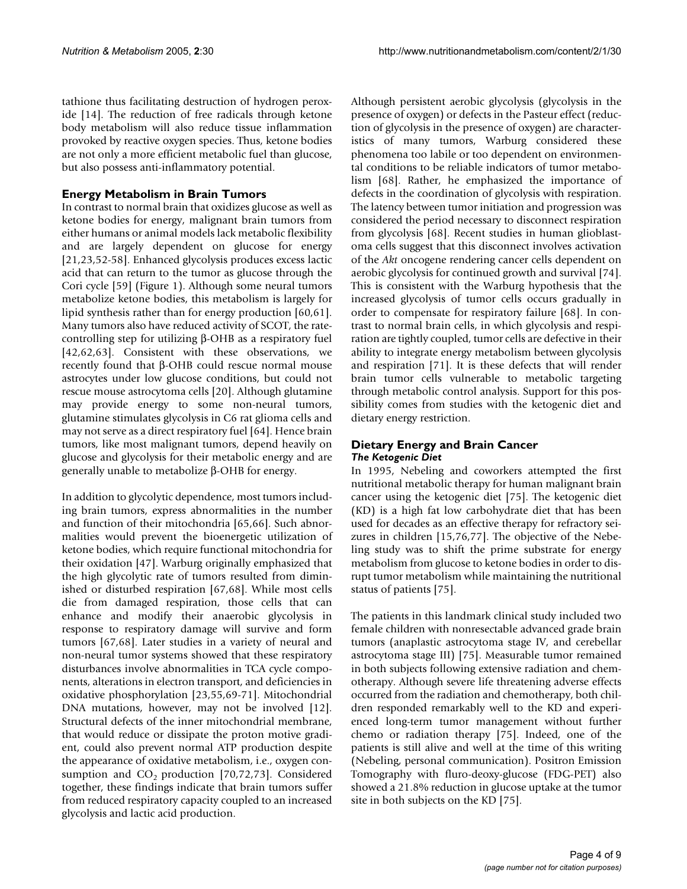tathione thus facilitating destruction of hydrogen peroxide [14]. The reduction of free radicals through ketone body metabolism will also reduce tissue inflammation provoked by reactive oxygen species. Thus, ketone bodies are not only a more efficient metabolic fuel than glucose, but also possess anti-inflammatory potential.

## Energy Metabolism in Brain Tumors

In contrast to normal brain that oxidizes glucose as well as ketone bodies for energy, malignant brain tumors from either humans or animal models lack metabolic flexibility and are largely dependent on glucose for energy [21,23,52-58]. Enhanced glycolysis produces excess lactic acid that can return to the tumor as glucose through the Cori cycle [59] (Figure 1). Although some neural tumors metabolize ketone bodies, this metabolism is largely for lipid synthesis rather than for energy production [60,61]. Many tumors also have reduced activity of SCOT, the rate-controlling step for utilizing β-OHB as a respiratory fuel [42,62,63]. Consistent with these observations, we recently found that β-OHB could rescue normal mouse astrocytes under low glucose conditions, but could not rescue mouse astrocytoma cells [20]. Although glutamine may provide energy to some non-neural tumors, glutamine stimulates glycolysis in C6 rat glioma cells and may not serve as a direct respiratory fuel [64]. Hence brain tumors, like most malignant tumors, depend heavily on glucose and glycolysis for their metabolic energy and are generally unable to metabolize β-OHB for energy.

In addition to glycolytic dependence, most tumors including brain tumors, express abnormalities in the number and function of their mitochondria [65,66]. Such abnormalities would prevent the bioenergetic utilization of ketone bodies, which require functional mitochondria for their oxidation [47]. Warburg originally emphasized that the high glycolytic rate of tumors resulted from diminished or disturbed respiration [67,68]. While most cells die from damaged respiration, those cells that can enhance and modify their anaerobic glycolysis in response to respiratory damage will survive and form tumors [67,68]. Later studies in a variety of neural and non-neural tumor systems showed that these respiratory disturbances involve abnormalities in TCA cycle components, alterations in electron transport, and deficiencies in oxidative phosphorylation [23,55,69-71]. Mitochondrial DNA mutations, however, may not be involved [12]. Structural defects of the inner mitochondrial membrane, that would reduce or dissipate the proton motive gradient, could also prevent normal ATP production despite the appearance of oxidative metabolism, i.e., oxygen consumption and $CO_2$ production [70,72,73]. Considered together, these findings indicate that brain tumors suffer from reduced respiratory capacity coupled to an increased glycolysis and lactic acid production.

Although persistent aerobic glycolysis (glycolysis in the presence of oxygen) or defects in the Pasteur effect (reduction of glycolysis in the presence of oxygen) are characteristics of many tumors, Warburg considered these phenomena too labile or too dependent on environmental conditions to be reliable indicators of tumor metabolism [68]. Rather, he emphasized the importance of defects in the coordination of glycolysis with respiration. The latency between tumor initiation and progression was considered the period necessary to disconnect respiration from glycolysis [68]. Recent studies in human glioblastoma cells suggest that this disconnect involves activation of the *Akt* oncogene rendering cancer cells dependent on aerobic glycolysis for continued growth and survival [74]. This is consistent with the Warburg hypothesis that the increased glycolysis of tumor cells occurs gradually in order to compensate for respiratory failure [68]. In contrast to normal brain cells, in which glycolysis and respiration are tightly coupled, tumor cells are defective in their ability to integrate energy metabolism between glycolysis and respiration [71]. It is these defects that will render brain tumor cells vulnerable to metabolic targeting through metabolic control analysis. Support for this possibility comes from studies with the ketogenic diet and dietary energy restriction.

## Dietary Energy and Brain Cancer

### *The Ketogenic Diet*

In 1995, Nebeling and coworkers attempted the first nutritional metabolic therapy for human malignant brain cancer using the ketogenic diet [75]. The ketogenic diet (KD) is a high fat low carbohydrate diet that has been used for decades as an effective therapy for refractory seizures in children [15,76,77]. The objective of the Nebeling study was to shift the prime substrate for energy metabolism from glucose to ketone bodies in order to disrupt tumor metabolism while maintaining the nutritional status of patients [75].

The patients in this landmark clinical study included two female children with nonresectable advanced grade brain tumors (anaplastic astrocytoma stage IV, and cerebellar astrocytoma stage III) [75]. Measurable tumor remained in both subjects following extensive radiation and chemotherapy. Although severe life threatening adverse effects occurred from the radiation and chemotherapy, both children responded remarkably well to the KD and experienced long-term tumor management without further chemo or radiation therapy [75]. Indeed, one of the patients is still alive and well at the time of this writing (Nebeling, personal communication). Positron Emission Tomography with fluro-deoxy-glucose (FDG-PET) also showed a 21.8% reduction in glucose uptake at the tumor site in both subjects on the KD [75].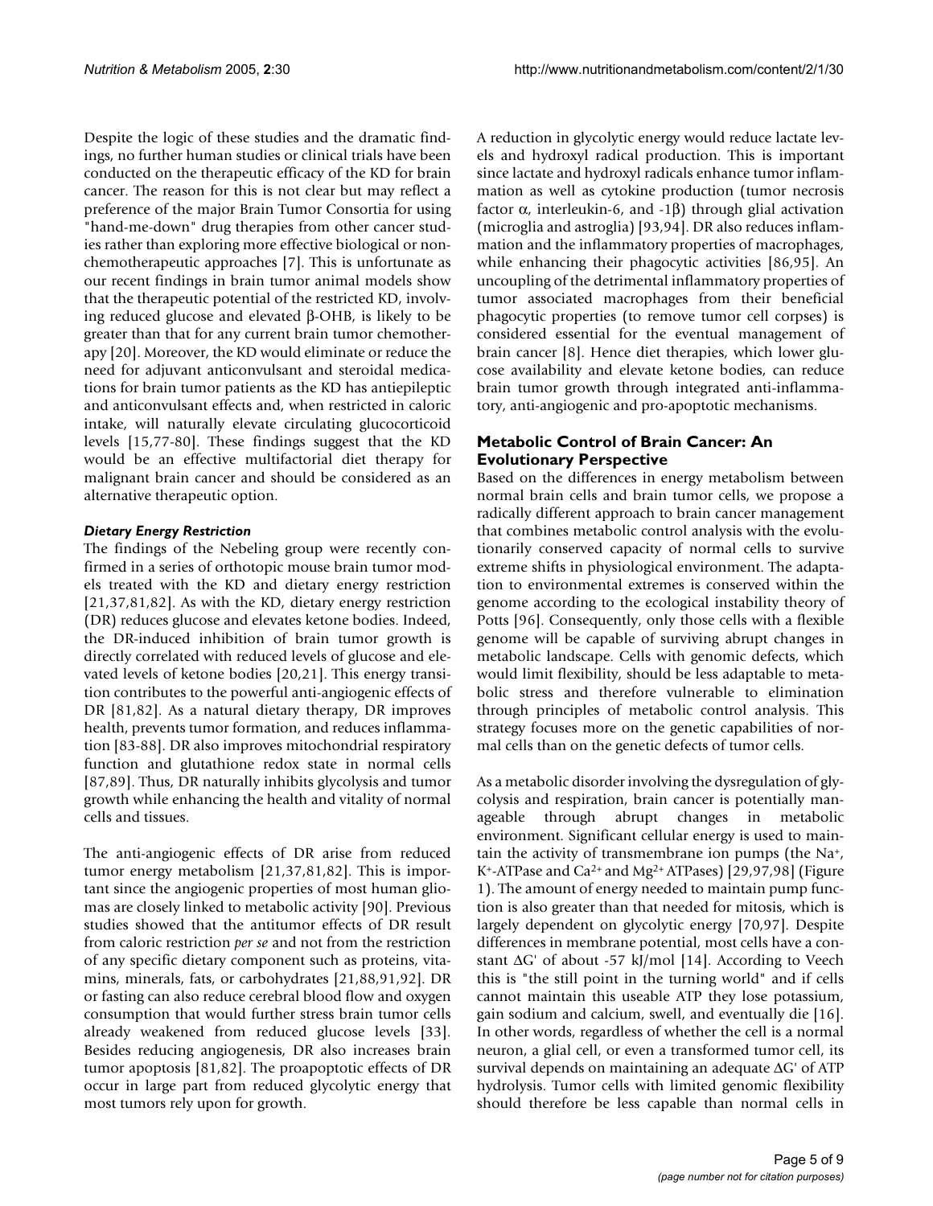Despite the logic of these studies and the dramatic findings, no further human studies or clinical trials have been conducted on the therapeutic efficacy of the KD for brain cancer. The reason for this is not clear but may reflect a preference of the major Brain Tumor Consortia for using "hand-me-down" drug therapies from other cancer studies rather than exploring more effective biological or non-chemotherapeutic approaches [7]. This is unfortunate as our recent findings in brain tumor animal models show that the therapeutic potential of the restricted KD, involving reduced glucose and elevated β-OHB, is likely to be greater than that for any current brain tumor chemotherapy [20]. Moreover, the KD would eliminate or reduce the need for adjuvant anticonvulsant and steroidal medications for brain tumor patients as the KD has antiepileptic and anticonvulsant effects and, when restricted in caloric intake, will naturally elevate circulating glucocorticoid levels [15,77-80]. These findings suggest that the KD would be an effective multifactorial diet therapy for malignant brain cancer and should be considered as an alternative therapeutic option.

### *Dietary Energy Restriction*

The findings of the Nebeling group were recently confirmed in a series of orthotopic mouse brain tumor models treated with the KD and dietary energy restriction [21,37,81,82]. As with the KD, dietary energy restriction (DR) reduces glucose and elevates ketone bodies. Indeed, the DR-induced inhibition of brain tumor growth is directly correlated with reduced levels of glucose and elevated levels of ketone bodies [20,21]. This energy transition contributes to the powerful anti-angiogenic effects of DR [81,82]. As a natural dietary therapy, DR improves health, prevents tumor formation, and reduces inflammation [83-88]. DR also improves mitochondrial respiratory function and glutathione redox state in normal cells [87,89]. Thus, DR naturally inhibits glycolysis and tumor growth while enhancing the health and vitality of normal cells and tissues.

The anti-angiogenic effects of DR arise from reduced tumor energy metabolism [21,37,81,82]. This is important since the angiogenic properties of most human gliomas are closely linked to metabolic activity [90]. Previous studies showed that the antitumor effects of DR result from caloric restriction *per se* and not from the restriction of any specific dietary component such as proteins, vitamins, minerals, fats, or carbohydrates [21,88,91,92]. DR or fasting can also reduce cerebral blood flow and oxygen consumption that would further stress brain tumor cells already weakened from reduced glucose levels [33]. Besides reducing angiogenesis, DR also increases brain tumor apoptosis [81,82]. The proapoptotic effects of DR occur in large part from reduced glycolytic energy that most tumors rely upon for growth.

A reduction in glycolytic energy would reduce lactate levels and hydroxyl radical production. This is important since lactate and hydroxyl radicals enhance tumor inflammation as well as cytokine production (tumor necrosis factor α, interleukin-6, and -1β) through glial activation (microglia and astroglia) [93,94]. DR also reduces inflammation and the inflammatory properties of macrophages, while enhancing their phagocytic activities [86,95]. An uncoupling of the detrimental inflammatory properties of tumor associated macrophages from their beneficial phagocytic properties (to remove tumor cell corpses) is considered essential for the eventual management of brain cancer [8]. Hence diet therapies, which lower glucose availability and elevate ketone bodies, can reduce brain tumor growth through integrated anti-inflammatory, anti-angiogenic and pro-apoptotic mechanisms.

## Metabolic Control of Brain Cancer: An Evolutionary Perspective

Based on the differences in energy metabolism between normal brain cells and brain tumor cells, we propose a radically different approach to brain cancer management that combines metabolic control analysis with the evolutionarily conserved capacity of normal cells to survive extreme shifts in physiological environment. The adaptation to environmental extremes is conserved within the genome according to the ecological instability theory of Potts [96]. Consequently, only those cells with a flexible genome will be capable of surviving abrupt changes in metabolic landscape. Cells with genomic defects, which would limit flexibility, should be less adaptable to metabolic stress and therefore vulnerable to elimination through principles of metabolic control analysis. This strategy focuses more on the genetic capabilities of normal cells than on the genetic defects of tumor cells.

As a metabolic disorder involving the dysregulation of glycolysis and respiration, brain cancer is potentially manageable through abrupt changes in metabolic environment. Significant cellular energy is used to maintain the activity of transmembrane ion pumps (the $Na^+$, $K^+$-ATPase and $Ca^{2+}$ and $Mg^{2+}$ ATPases) [29,97,98] (Figure 1). The amount of energy needed to maintain pump function is also greater than that needed for mitosis, which is largely dependent on glycolytic energy [70,97]. Despite differences in membrane potential, most cells have a constant $\Delta G'$ of about -57 kJ/mol [14]. According to Veech this is "the still point in the turning world" and if cells cannot maintain this useable ATP they lose potassium, gain sodium and calcium, swell, and eventually die [16]. In other words, regardless of whether the cell is a normal neuron, a glial cell, or even a transformed tumor cell, its survival depends on maintaining an adequate $\Delta G'$ of ATP hydrolysis. Tumor cells with limited genomic flexibility should therefore be less capable than normal cells in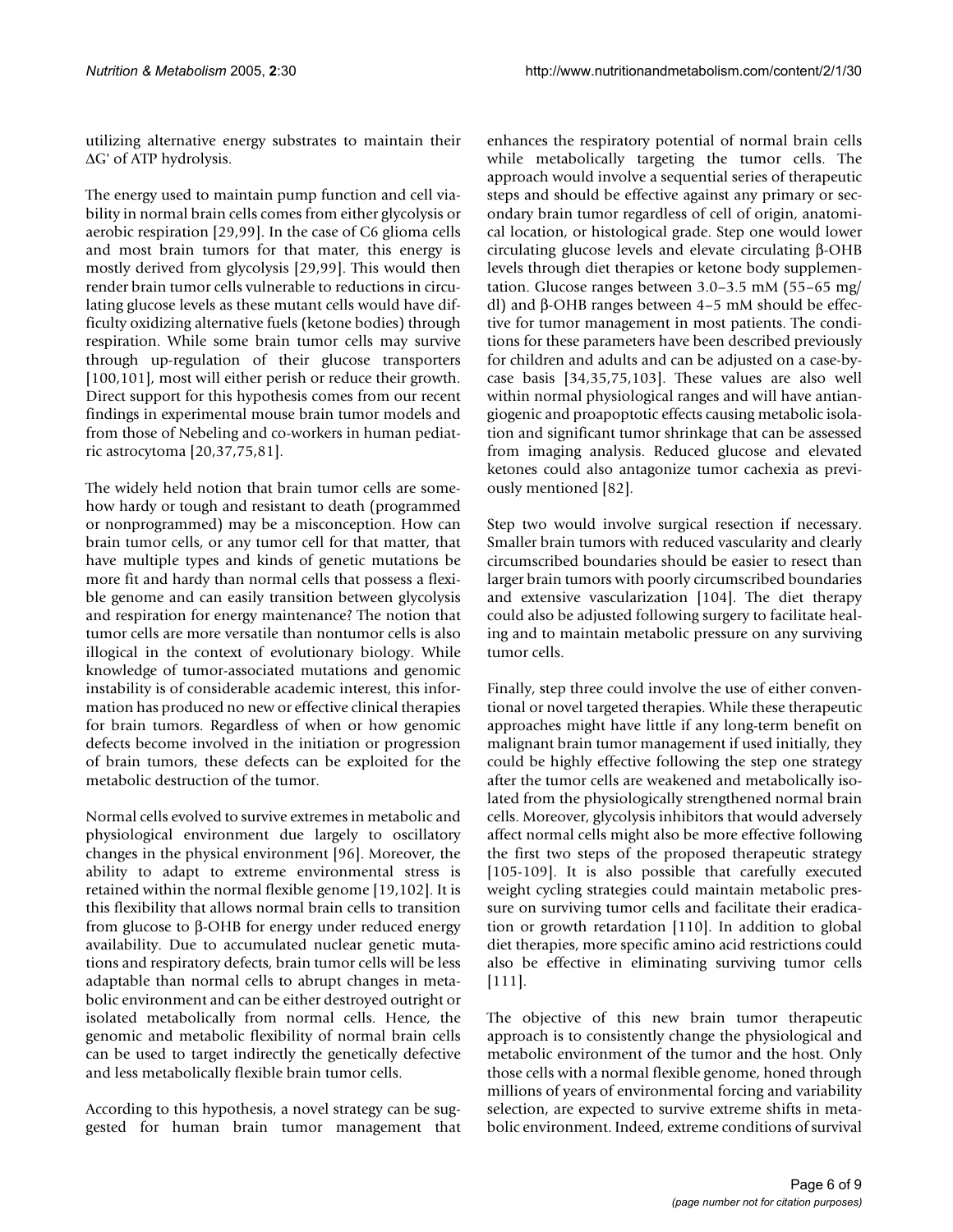utilizing alternative energy substrates to maintain their ΔG' of ATP hydrolysis.

The energy used to maintain pump function and cell viability in normal brain cells comes from either glycolysis or aerobic respiration [29,99]. In the case of C6 glioma cells and most brain tumors for that mater, this energy is mostly derived from glycolysis [29,99]. This would then render brain tumor cells vulnerable to reductions in circulating glucose levels as these mutant cells would have difficulty oxidizing alternative fuels (ketone bodies) through respiration. While some brain tumor cells may survive through up-regulation of their glucose transporters [100,101], most will either perish or reduce their growth. Direct support for this hypothesis comes from our recent findings in experimental mouse brain tumor models and from those of Nebeling and co-workers in human pediatric astrocytoma [20,37,75,81].

The widely held notion that brain tumor cells are somehow hardy or tough and resistant to death (programmed or nonprogrammed) may be a misconception. How can brain tumor cells, or any tumor cell for that matter, that have multiple types and kinds of genetic mutations be more fit and hardy than normal cells that possess a flexible genome and can easily transition between glycolysis and respiration for energy maintenance? The notion that tumor cells are more versatile than nontumor cells is also illogical in the context of evolutionary biology. While knowledge of tumor-associated mutations and genomic instability is of considerable academic interest, this information has produced no new or effective clinical therapies for brain tumors. Regardless of when or how genomic defects become involved in the initiation or progression of brain tumors, these defects can be exploited for the metabolic destruction of the tumor.

Normal cells evolved to survive extremes in metabolic and physiological environment due largely to oscillatory changes in the physical environment [96]. Moreover, the ability to adapt to extreme environmental stress is retained within the normal flexible genome [19,102]. It is this flexibility that allows normal brain cells to transition from glucose to β-OHB for energy under reduced energy availability. Due to accumulated nuclear genetic mutations and respiratory defects, brain tumor cells will be less adaptable than normal cells to abrupt changes in metabolic environment and can be either destroyed outright or isolated metabolically from normal cells. Hence, the genomic and metabolic flexibility of normal brain cells can be used to target indirectly the genetically defective and less metabolically flexible brain tumor cells.

According to this hypothesis, a novel strategy can be suggested for human brain tumor management that enhances the respiratory potential of normal brain cells while metabolically targeting the tumor cells. The approach would involve a sequential series of therapeutic steps and should be effective against any primary or secondary brain tumor regardless of cell of origin, anatomical location, or histological grade. Step one would lower circulating glucose levels and elevate circulating β-OHB levels through diet therapies or ketone body supplementation. Glucose ranges between 3.0–3.5 mM (55–65 mg/dl) and β-OHB ranges between 4–5 mM should be effective for tumor management in most patients. The conditions for these parameters have been described previously for children and adults and can be adjusted on a case-by-case basis [34,35,75,103]. These values are also well within normal physiological ranges and will have antiangiogenic and proapoptotic effects causing metabolic isolation and significant tumor shrinkage that can be assessed from imaging analysis. Reduced glucose and elevated ketones could also antagonize tumor cachexia as previously mentioned [82].

Step two would involve surgical resection if necessary. Smaller brain tumors with reduced vascularity and clearly circumscribed boundaries should be easier to resect than larger brain tumors with poorly circumscribed boundaries and extensive vascularization [104]. The diet therapy could also be adjusted following surgery to facilitate healing and to maintain metabolic pressure on any surviving tumor cells.

Finally, step three could involve the use of either conventional or novel targeted therapies. While these therapeutic approaches might have little if any long-term benefit on malignant brain tumor management if used initially, they could be highly effective following the step one strategy after the tumor cells are weakened and metabolically isolated from the physiologically strengthened normal brain cells. Moreover, glycolysis inhibitors that would adversely affect normal cells might also be more effective following the first two steps of the proposed therapeutic strategy [105-109]. It is also possible that carefully executed weight cycling strategies could maintain metabolic pressure on surviving tumor cells and facilitate their eradication or growth retardation [110]. In addition to global diet therapies, more specific amino acid restrictions could also be effective in eliminating surviving tumor cells [111].

The objective of this new brain tumor therapeutic approach is to consistently change the physiological and metabolic environment of the tumor and the host. Only those cells with a normal flexible genome, honed through millions of years of environmental forcing and variability selection, are expected to survive extreme shifts in metabolic environment. Indeed, extreme conditions of survival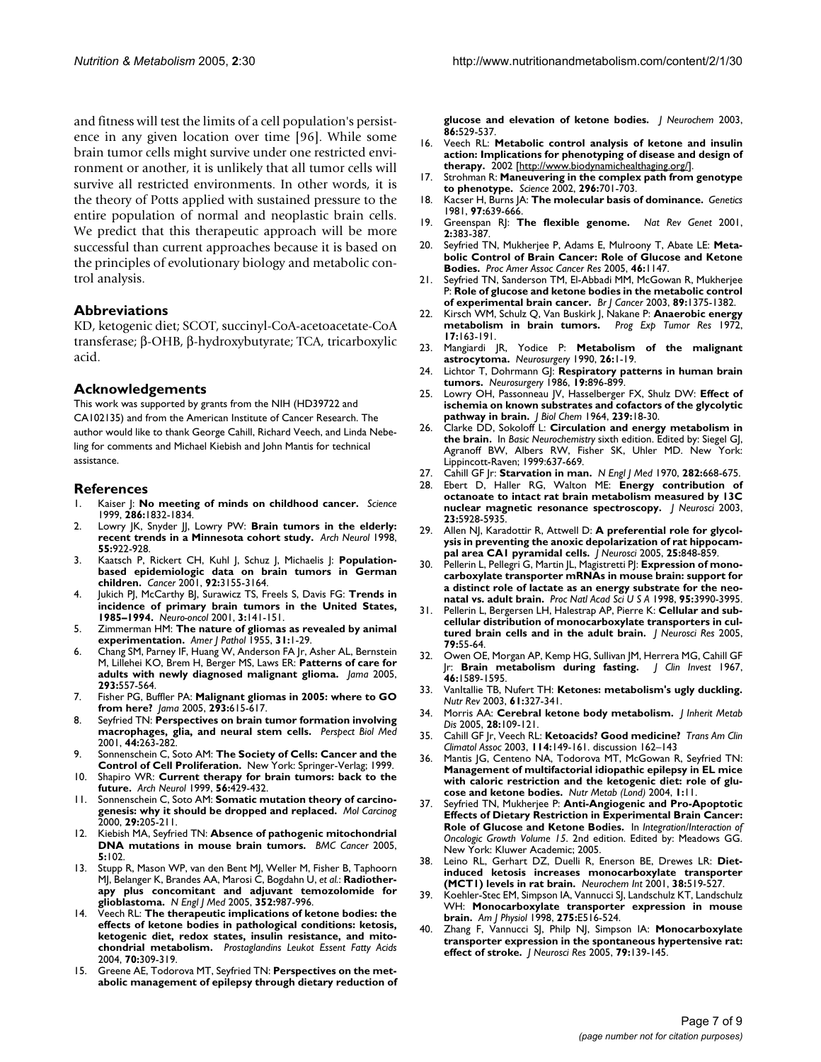and fitness will test the limits of a cell population's persistence in any given location over time [96]. While some brain tumor cells might survive under one restricted environment or another, it is unlikely that all tumor cells will survive all restricted environments. In other words, it is the theory of Potts applied with sustained pressure to the entire population of normal and neoplastic brain cells. We predict that this therapeutic approach will be more successful than current approaches because it is based on the principles of evolutionary biology and metabolic control analysis.

## Abbreviations

KD, ketogenic diet; SCOT, succinyl-CoA-acetoacetate-CoA transferase; β-OHB, β-hydroxybutyrate; TCA, tricarboxylic acid.

## Acknowledgements

This work was supported by grants from the NIH (HD39722 and CA102135) and from the American Institute of Cancer Research. The author would like to thank George Cahill, Richard Veech, and Linda Nebeling for comments and Michael Kiebish and John Mantis for technical assistance.

## References

1. Kaiser J: **No meeting of minds on childhood cancer.** *Science* 1999, **286:**1832-1834.
2. Lowry JK, Snyder JJ, Lowry PW: **Brain tumors in the elderly: recent trends in a Minnesota cohort study.** *Arch Neurol* 1998, **55:**922-928.
3. Kaatsch P, Rickert CH, Kuhl J, Schuz J, Michaelis J: **Population-based epidemiologic data on brain tumors in German children.** *Cancer* 2001, **92:**3155-3164.
4. Jukich PJ, McCarthy BJ, Surawicz TS, Freels S, Davis FG: **Trends in incidence of primary brain tumors in the United States, 1985–1994.** *Neuro-oncol* 2001, **3:**141-151.
5. Zimmerman HM: **The nature of gliomas as revealed by animal experimentation.** *Amer J Pathol* 1955, **31:**1-29.
6. Chang SM, Parney IF, Huang W, Anderson FA Jr, Asher AL, Bernstein M, Lillehei KO, Brem H, Berger MS, Laws ER: **Patterns of care for adults with newly diagnosed malignant glioma.** *Jama* 2005, **293:**557-564.
7. Fisher PG, Buffler PA: **Malignant gliomas in 2005: where to GO from here?** *Jama* 2005, **293:**615-617.
8. Seyfried TN: **Perspectives on brain tumor formation involving macrophages, glia, and neural stem cells.** *Perspect Biol Med* 2001, **44:**263-282.
9. Sonnenschein C, Soto AM: **The Society of Cells: Cancer and the Control of Cell Proliferation.** New York: Springer-Verlag; 1999.
10. Shapiro WR: **Current therapy for brain tumors: back to the future.** *Arch Neurol* 1999, **56:**429-432.
11. Sonnenschein C, Soto AM: **Somatic mutation theory of carcinogenesis: why it should be dropped and replaced.** *Mol Carcinog* 2000, **29:**205-211.
12. Kiebish MA, Seyfried TN: **Absence of pathogenic mitochondrial DNA mutations in mouse brain tumors.** *BMC Cancer* 2005, **5:**102.
13. Stupp R, Mason WP, van den Bent MJ, Weller M, Fisher B, Taphoorn MJ, Belanger K, Brandes AA, Marosi C, Bogdahn U, *et al.*: **Radiotherapy plus concomitant and adjuvant temozolomide for glioblastoma.** *N Engl J Med* 2005, **352:**987-996.
14. Veech RL: **The therapeutic implications of ketone bodies: the effects of ketone bodies in pathological conditions: ketosis, ketogenic diet, redox states, insulin resistance, and mitochondrial metabolism.** *Prostaglandins Leukot Essent Fatty Acids* 2004, **70:**309-319.
15. Greene AE, Todorova MT, Seyfried TN: **Perspectives on the metabolic management of epilepsy through dietary reduction of glucose and elevation of ketone bodies.** *J Neurochem* 2003, **86:**529-537.
16. Veech RL: **Metabolic control analysis of ketone and insulin action: Implications for phenotyping of disease and design of therapy.** 2002 [http://www.biodynamichealthaging.org/].
17. Strohman R: **Maneuvering in the complex path from genotype to phenotype.** *Science* 2002, **296:**701-703.
18. Kacser H, Burns JA: **The molecular basis of dominance.** *Genetics* 1981, **97:**639-666.
19. Greenspan RJ: **The flexible genome.** *Nat Rev Genet* 2001, **2:**383-387.
20. Seyfried TN, Mukherjee P, Adams E, Mulroony T, Abate LE: **Metabolic Control of Brain Cancer: Role of Glucose and Ketone Bodies.** *Proc Amer Assoc Cancer Res* 2005, **46:**1147.
21. Seyfried TN, Sanderson TM, El-Abbadi MM, McGowan R, Mukherjee P: **Role of glucose and ketone bodies in the metabolic control of experimental brain cancer.** *Br J Cancer* 2003, **89:**1375-1382.
22. Kirsch WM, Schulz Q, Van Buskirk J, Nakane P: **Anaerobic energy metabolism in brain tumors.** *Prog Exp Tumor Res* 1972, **17:**163-191.
23. Mangiardi JR, Yodice P: **Metabolism of the malignant astrocytoma.** *Neurosurgery* 1990, **26:**1-19.
24. Lichtor T, Dohrmann GJ: **Respiratory patterns in human brain tumors.** *Neurosurgery* 1986, **19:**896-899.
25. Lowry OH, Passonneau JV, Hasselberger FX, Shulz DW: **Effect of ischemia on known substrates and cofactors of the glycolytic pathway in brain.** *J Biol Chem* 1964, **239:**18-30.
26. Clarke DD, Sokoloff L: **Circulation and energy metabolism in the brain.** In *Basic Neurochemistry* sixth edition. Edited by: Siegel GJ, Agranoff BW, Albers RW, Fisher SK, Uhler MD. New York: Lippincott-Raven; 1999:637-669.
27. Cahill GF Jr: **Starvation in man.** *N Engl J Med* 1970, **282:**668-675.
28. Ebert D, Haller RG, Walton ME: **Energy contribution of octanoate to intact rat brain metabolism measured by 13C nuclear magnetic resonance spectroscopy.** *J Neurosci* 2003, **23:**5928-5935.
29. Allen NJ, Karadottir R, Attwell D: **A preferential role for glycolysis in preventing the anoxic depolarization of rat hippocampal area CA1 pyramidal cells.** *J Neurosci* 2005, **25:**848-859.
30. Pellerin L, Pellegri G, Martin JL, Magistretti PJ: **Expression of monocarboxylate transporter mRNAs in mouse brain: support for a distinct role of lactate as an energy substrate for the neonatal vs. adult brain.** *Proc Natl Acad Sci U S A* 1998, **95:**3990-3995.
31. Pellerin L, Bergersen LH, Halestrap AP, Pierre K: **Cellular and subcellular distribution of monocarboxylate transporters in cultured brain cells and in the adult brain.** *J Neurosci Res* 2005, **79:**55-64.
32. Owen OE, Morgan AP, Kemp HG, Sullivan JM, Herrera MG, Cahill GF Jr: **Brain metabolism during fasting.** *J Clin Invest* 1967, **46:**1589-1595.
33. VanItallie TB, Nufert TH: **Ketones: metabolism's ugly duckling.** *Nutr Rev* 2003, **61:**327-341.
34. Morris AA: **Cerebral ketone body metabolism.** *J Inherit Metab Dis* 2005, **28:**109-121.
35. Cahill GF Jr, Veech RL: **Ketoacids? Good medicine?** *Trans Am Clin Climatol Assoc* 2003, **114:**149-161. discussion 162–143
36. Mantis JG, Centeno NA, Todorova MT, McGowan R, Seyfried TN: **Management of multifactorial idiopathic epilepsy in EL mice with caloric restriction and the ketogenic diet: role of glucose and ketone bodies.** *Nutr Metab (Lond)* 2004, **1:**11.
37. Seyfried TN, Mukherjee P: **Anti-Angiogenic and Pro-Apoptotic Effects of Dietary Restriction in Experimental Brain Cancer: Role of Glucose and Ketone Bodies.** In *Integration/Interaction of Oncologic Growth Volume 15*. 2nd edition. Edited by: Meadows GG. New York: Kluwer Academic; 2005.
38. Leino RL, Gerhart DZ, Duelli R, Enerson BE, Drewes LR: **Diet-induced ketosis increases monocarboxylate transporter (MCT1) levels in rat brain.** *Neurochem Int* 2001, **38:**519-527.
39. Koehler-Stec EM, Simpson IA, Vannucci SJ, Landschulz KT, Landschulz WH: **Monocarboxylate transporter expression in mouse brain.** *Am J Physiol* 1998, **275:**E516-524.
40. Zhang F, Vannucci SJ, Philp NJ, Simpson IA: **Monocarboxylate transporter expression in the spontaneous hypertensive rat: effect of stroke.** *J Neurosci Res* 2005, **79:**139-145.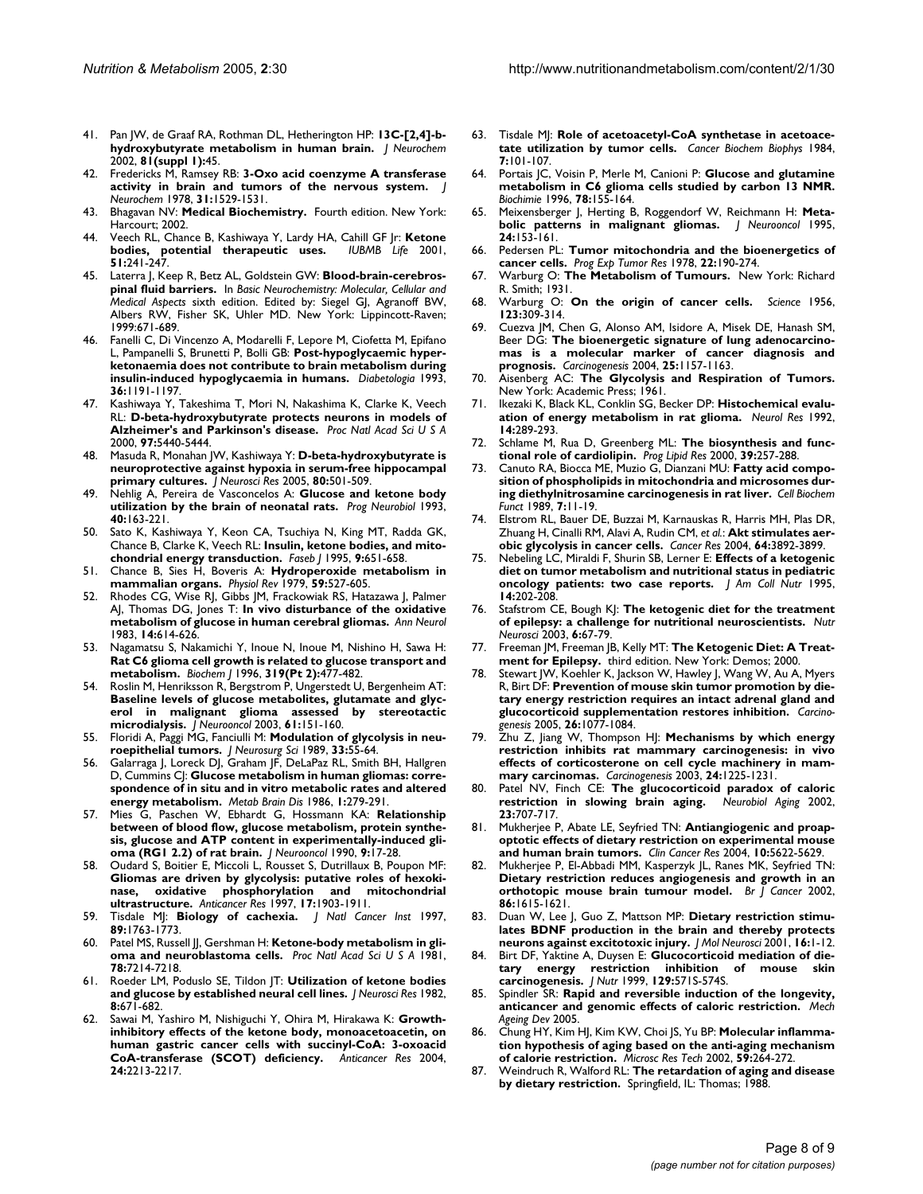41. Pan JW, de Graaf RA, Rothman DL, Hetherington HP: **13C-[2,4]-b-hydroxybutyrate metabolism in human brain.** *J Neurochem* 2002, **81(suppl 1):**45.
42. Fredericks M, Ramsey RB: **3-Oxo acid coenzyme A transferase activity in brain and tumors of the nervous system.** *J Neurochem* 1978, **31:**1529-1531.
43. Bhagavan NV: **Medical Biochemistry.** Fourth edition. New York: Harcourt; 2002.
44. Veech RL, Chance B, Kashiwaya Y, Lardy HA, Cahill GF Jr: **Ketone bodies, potential therapeutic uses.** *IUBMB Life* 2001, **51:**241-247.
45. Laterra J, Keep R, Betz AL, Goldstein GW: **Blood-brain-cerebrospinal fluid barriers.** In *Basic Neurochemistry: Molecular, Cellular and Medical Aspects* sixth edition. Edited by: Siegel GJ, Agranoff BW, Albers RW, Fisher SK, Uhler MD. New York: Lippincott-Raven; 1999:671-689.
46. Fanelli C, Di Vincenzo A, Modarelli F, Lepore M, Ciofetta M, Epifano L, Pampanelli S, Brunetti P, Bolli GB: **Post-hypoglycaemic hyperketonaemia does not contribute to brain metabolism during insulin-induced hypoglycaemia in humans.** *Diabetologia* 1993, **36:**1191-1197.
47. Kashiwaya Y, Takeshima T, Mori N, Nakashima K, Clarke K, Veech RL: **D-beta-hydroxybutyrate protects neurons in models of Alzheimer's and Parkinson's disease.** *Proc Natl Acad Sci U S A* 2000, **97:**5440-5444.
48. Masuda R, Monahan JW, Kashiwaya Y: **D-beta-hydroxybutyrate is neuroprotective against hypoxia in serum-free hippocampal primary cultures.** *J Neurosci Res* 2005, **80:**501-509.
49. Nehlig A, Pereira de Vasconcelos A: **Glucose and ketone body utilization by the brain of neonatal rats.** *Prog Neurobiol* 1993, **40:**163-221.
50. Sato K, Kashiwaya Y, Keon CA, Tsuchiya N, King MT, Radda GK, Chance B, Clarke K, Veech RL: **Insulin, ketone bodies, and mitochondrial energy transduction.** *Faseb J* 1995, **9:**651-658.
51. Chance B, Sies H, Boveris A: **Hydroperoxide metabolism in mammalian organs.** *Physiol Rev* 1979, **59:**527-605.
52. Rhodes CG, Wise RJ, Gibbs JM, Frackowiak RS, Hatazawa J, Palmer AJ, Thomas DG, Jones T: **In vivo disturbance of the oxidative metabolism of glucose in human cerebral gliomas.** *Ann Neurol* 1983, **14:**614-626.
53. Nagamatsu S, Nakamichi Y, Inoue N, Inoue M, Nishino H, Sawa H: **Rat C6 glioma cell growth is related to glucose transport and metabolism.** *Biochem J* 1996, **319(Pt 2):**477-482.
54. Roslin M, Henriksson R, Bergstrom P, Ungerstedt U, Bergenheim AT: **Baseline levels of glucose metabolites, glutamate and glycerol in malignant glioma assessed by stereotactic microdialysis.** *J Neurooncol* 2003, **61:**151-160.
55. Floridi A, Paggi MG, Fanciulli M: **Modulation of glycolysis in neuroepithelial tumors.** *J Neurosurg Sci* 1989, **33:**55-64.
56. Galarraga J, Loreck DJ, Graham JF, DeLaPaz RL, Smith BH, Hallgren D, Cummins CJ: **Glucose metabolism in human gliomas: correspondence of in situ and in vitro metabolic rates and altered energy metabolism.** *Metab Brain Dis* 1986, **1:**279-291.
57. Mies G, Paschen W, Ebhardt G, Hossmann KA: **Relationship between of blood flow, glucose metabolism, protein synthesis, glucose and ATP content in experimentally-induced glioma (RG1 2.2) of rat brain.** *J Neurooncol* 1990, **9:**17-28.
58. Oudard S, Boitier E, Miccoli L, Rousset S, Dutrillaux B, Poupon MF: **Gliomas are driven by glycolysis: putative roles of hexokinase, oxidative phosphorylation and mitochondrial ultrastructure.** *Anticancer Res* 1997, **17:**1903-1911.
59. Tisdale MJ: **Biology of cachexia.** *J Natl Cancer Inst* 1997, **89:**1763-1773.
60. Patel MS, Russell JJ, Gershman H: **Ketone-body metabolism in glioma and neuroblastoma cells.** *Proc Natl Acad Sci U S A* 1981, **78:**7214-7218.
61. Roeder LM, Poduslo SE, Tildon JT: **Utilization of ketone bodies and glucose by established neural cell lines.** *J Neurosci Res* 1982, **8:**671-682.
62. Sawai M, Yashiro M, Nishiguchi Y, Ohira M, Hirakawa K: **Growth-inhibitory effects of the ketone body, monoacetoacetin, on human gastric cancer cells with succinyl-CoA: 3-oxoacid CoA-transferase (SCOT) deficiency.** *Anticancer Res* 2004, **24:**2213-2217.
63. Tisdale MJ: **Role of acetoacetyl-CoA synthetase in acetoacetate utilization by tumor cells.** *Cancer Biochem Biophys* 1984, **7:**101-107.
64. Portais JC, Voisin P, Merle M, Canioni P: **Glucose and glutamine metabolism in C6 glioma cells studied by carbon 13 NMR.** *Biochimie* 1996, **78:**155-164.
65. Meixensberger J, Herting B, Roggendorf W, Reichmann H: **Metabolic patterns in malignant gliomas.** *J Neurooncol* 1995, **24:**153-161.
66. Pedersen PL: **Tumor mitochondria and the bioenergetics of cancer cells.** *Prog Exp Tumor Res* 1978, **22:**190-274.
67. Warburg O: **The Metabolism of Tumours.** New York: Richard R. Smith; 1931.
68. Warburg O: **On the origin of cancer cells.** *Science* 1956, **123:**309-314.
69. Cuezva JM, Chen G, Alonso AM, Isidore A, Misek DE, Hanash SM, Beer DG: **The bioenergetic signature of lung adenocarcinomas is a molecular marker of cancer diagnosis and prognosis.** *Carcinogenesis* 2004, **25:**1157-1163.
70. Aisenberg AC: **The Glycolysis and Respiration of Tumors.** New York: Academic Press; 1961.
71. Ikezaki K, Black KL, Conklin SG, Becker DP: **Histochemical evaluation of energy metabolism in rat glioma.** *Neurol Res* 1992, **14:**289-293.
72. Schlame M, Rua D, Greenberg ML: **The biosynthesis and functional role of cardiolipin.** *Prog Lipid Res* 2000, **39:**257-288.
73. Canuto RA, Biocca ME, Muzio G, Dianzani MU: **Fatty acid composition of phospholipids in mitochondria and microsomes during diethylnitrosamine carcinogenesis in rat liver.** *Cell Biochem Funct* 1989, **7:**11-19.
74. Elstrom RL, Bauer DE, Buzzai M, Karnauskas R, Harris MH, Plas DR, Zhuang H, Cinalli RM, Alavi A, Rudin CM, *et al.*: **Akt stimulates aerobic glycolysis in cancer cells.** *Cancer Res* 2004, **64:**3892-3899.
75. Nebeling LC, Miraldi F, Shurin SB, Lerner E: **Effects of a ketogenic diet on tumor metabolism and nutritional status in pediatric oncology patients: two case reports.** *J Am Coll Nutr* 1995, **14:**202-208.
76. Stafstrom CE, Bough KJ: **The ketogenic diet for the treatment of epilepsy: a challenge for nutritional neuroscientists.** *Nutr Neurosci* 2003, **6:**67-79.
77. Freeman JM, Freeman JB, Kelly MT: **The Ketogenic Diet: A Treatment for Epilepsy.** third edition. New York: Demos; 2000.
78. Stewart JW, Koehler K, Jackson W, Hawley J, Wang W, Au A, Myers R, Birt DF: **Prevention of mouse skin tumor promotion by dietary energy restriction requires an intact adrenal gland and glucocorticoid supplementation restores inhibition.** *Carcinogenesis* 2005, **26:**1077-1084.
79. Zhu Z, Jiang W, Thompson HJ: **Mechanisms by which energy restriction inhibits rat mammary carcinogenesis: in vivo effects of corticosterone on cell cycle machinery in mammary carcinomas.** *Carcinogenesis* 2003, **24:**1225-1231.
80. Patel NV, Finch CE: **The glucocorticoid paradox of caloric restriction in slowing brain aging.** *Neurobiol Aging* 2002, **23:**707-717.
81. Mukherjee P, Abate LE, Seyfried TN: **Antiangiogenic and proapoptotic effects of dietary restriction on experimental mouse and human brain tumors.** *Clin Cancer Res* 2004, **10:**5622-5629.
82. Mukherjee P, El-Abbadi MM, Kasperzyk JL, Ranes MK, Seyfried TN: **Dietary restriction reduces angiogenesis and growth in an orthotopic mouse brain tumour model.** *Br J Cancer* 2002, **86:**1615-1621.
83. Duan W, Lee J, Guo Z, Mattson MP: **Dietary restriction stimulates BDNF production in the brain and thereby protects neurons against excitotoxic injury.** *J Mol Neurosci* 2001, **16:**1-12.
84. Birt DF, Yaktine A, Duysen E: **Glucocorticoid mediation of dietary energy restriction inhibition of mouse skin carcinogenesis.** *J Nutr* 1999, **129:**571S-574S.
85. Spindler SR: **Rapid and reversible induction of the longevity, anticancer and genomic effects of caloric restriction.** *Mech Ageing Dev* 2005.
86. Chung HY, Kim HJ, Kim KW, Choi JS, Yu BP: **Molecular inflammation hypothesis of aging based on the anti-aging mechanism of calorie restriction.** *Microsc Res Tech* 2002, **59:**264-272.
87. Weindruch R, Walford RL: **The retardation of aging and disease by dietary restriction.** Springfield, IL: Thomas; 1988.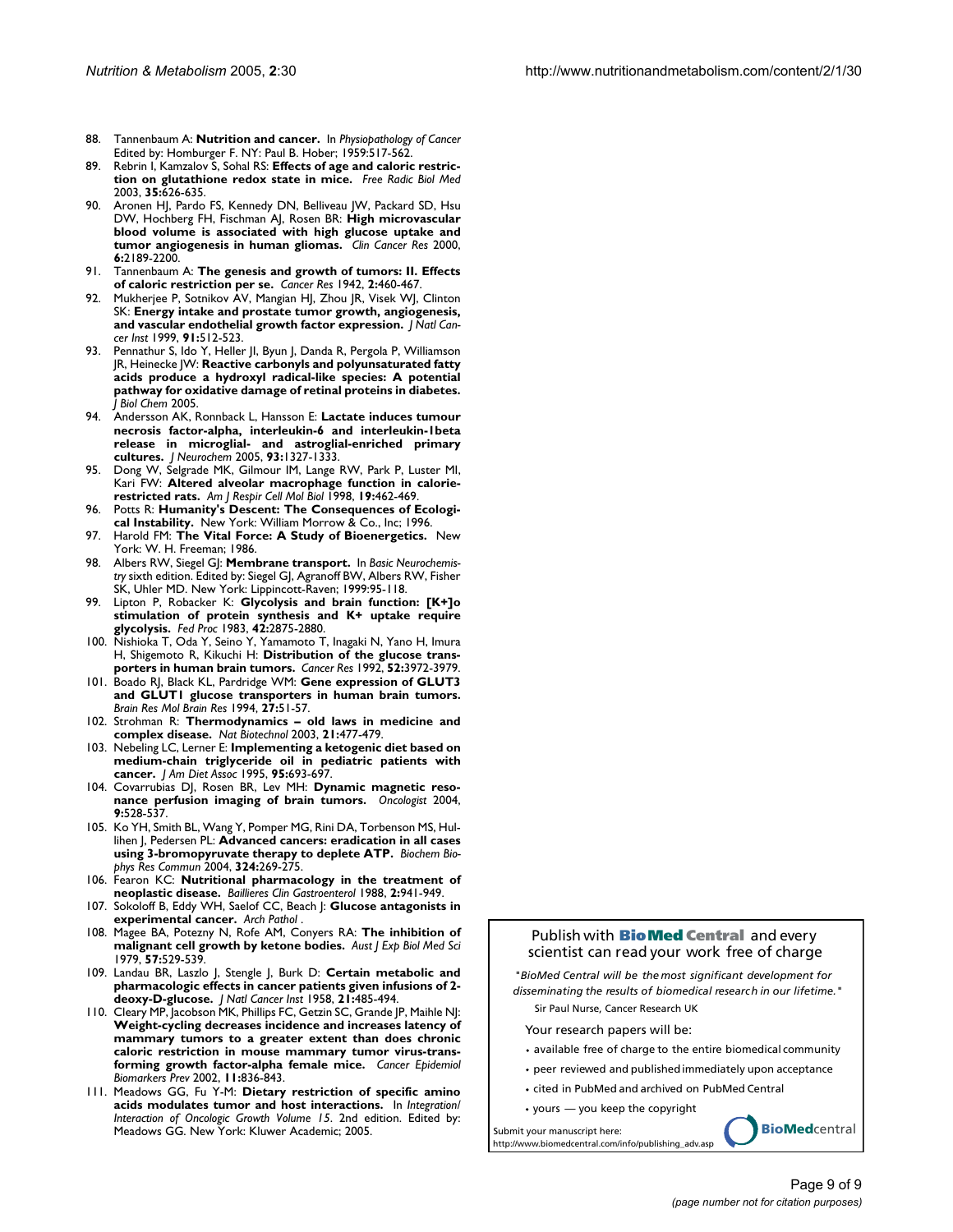88. Tannenbaum A: **Nutrition and cancer.** In *Physiopathology of Cancer* Edited by: Homburger F. NY: Paul B. Hober; 1959:517-562.
89. Rebrin I, Kamzalov S, Sohal RS: **Effects of age and caloric restriction on glutathione redox state in mice.** *Free Radic Biol Med* 2003, **35:**626-635.
90. Aronen HJ, Pardo FS, Kennedy DN, Belliveau JW, Packard SD, Hsu DW, Hochberg FH, Fischman AJ, Rosen BR: **High microvascular blood volume is associated with high glucose uptake and tumor angiogenesis in human gliomas.** *Clin Cancer Res* 2000, **6:**2189-2200.
91. Tannenbaum A: **The genesis and growth of tumors: II. Effects of caloric restriction per se.** *Cancer Res* 1942, **2:**460-467.
92. Mukherjee P, Sotnikov AV, Mangian HJ, Zhou JR, Visek WJ, Clinton SK: **Energy intake and prostate tumor growth, angiogenesis, and vascular endothelial growth factor expression.** *J Natl Cancer Inst* 1999, **91:**512-523.
93. Pennathur S, Ido Y, Heller JI, Byun J, Danda R, Pergola P, Williamson JR, Heinecke JW: **Reactive carbonyls and polyunsaturated fatty acids produce a hydroxyl radical-like species: A potential pathway for oxidative damage of retinal proteins in diabetes.** *J Biol Chem* 2005.
94. Andersson AK, Ronnback L, Hansson E: **Lactate induces tumour necrosis factor-alpha, interleukin-6 and interleukin-1beta release in microglial- and astroglial-enriched primary cultures.** *J Neurochem* 2005, **93:**1327-1333.
95. Dong W, Selgrade MK, Gilmour IM, Lange RW, Park P, Luster MI, Kari FW: **Altered alveolar macrophage function in calorie-restricted rats.** *Am J Respir Cell Mol Biol* 1998, **19:**462-469.
96. Potts R: **Humanity's Descent: The Consequences of Ecological Instability.** New York: William Morrow & Co., Inc; 1996.
97. Harold FM: **The Vital Force: A Study of Bioenergetics.** New York: W. H. Freeman; 1986.
98. Albers RW, Siegel GJ: **Membrane transport.** In *Basic Neurochemistry* sixth edition. Edited by: Siegel GJ, Agranoff BW, Albers RW, Fisher SK, Uhler MD. New York: Lippincott-Raven; 1999:95-118.
99. Lipton P, Robacker K: **Glycolysis and brain function: [K+]o stimulation of protein synthesis and K+ uptake require glycolysis.** *Fed Proc* 1983, **42:**2875-2880.
100. Nishioka T, Oda Y, Seino Y, Yamamoto T, Inagaki N, Yano H, Imura H, Shigemoto R, Kikuchi H: **Distribution of the glucose transporters in human brain tumors.** *Cancer Res* 1992, **52:**3972-3979.
101. Boado RJ, Black KL, Pardridge WM: **Gene expression of GLUT3 and GLUT1 glucose transporters in human brain tumors.** *Brain Res Mol Brain Res* 1994, **27:**51-57.
102. Strohman R: **Thermodynamics – old laws in medicine and complex disease.** *Nat Biotechnol* 2003, **21:**477-479.
103. Nebeling LC, Lerner E: **Implementing a ketogenic diet based on medium-chain triglyceride oil in pediatric patients with cancer.** *J Am Diet Assoc* 1995, **95:**693-697.
104. Covarrubias DJ, Rosen BR, Lev MH: **Dynamic magnetic resonance perfusion imaging of brain tumors.** *Oncologist* 2004, **9:**528-537.
105. Ko YH, Smith BL, Wang Y, Pomper MG, Rini DA, Torbenson MS, Hullihen J, Pedersen PL: **Advanced cancers: eradication in all cases using 3-bromopyruvate therapy to deplete ATP.** *Biochem Biophys Res Commun* 2004, **324:**269-275.
106. Fearon KC: **Nutritional pharmacology in the treatment of neoplastic disease.** *Baillieres Clin Gastroenterol* 1988, **2:**941-949.
107. Sokoloff B, Eddy WH, Saelof CC, Beach J: **Glucose antagonists in experimental cancer.** *Arch Pathol* .
108. Magee BA, Potezny N, Rofe AM, Conyers RA: **The inhibition of malignant cell growth by ketone bodies.** *Aust J Exp Biol Med Sci* 1979, **57:**529-539.
109. Landau BR, Laszlo J, Stengle J, Burk D: **Certain metabolic and pharmacologic effects in cancer patients given infusions of 2-deoxy-D-glucose.** *J Natl Cancer Inst* 1958, **21:**485-494.
110. Cleary MP, Jacobson MK, Phillips FC, Getzin SC, Grande JP, Maihle NJ: **Weight-cycling decreases incidence and increases latency of mammary tumors to a greater extent than does chronic caloric restriction in mouse mammary tumor virus-transforming growth factor-alpha female mice.** *Cancer Epidemiol Biomarkers Prev* 2002, **11:**836-843.
111. Meadows GG, Fu Y-M: **Dietary restriction of specific amino acids modulates tumor and host interactions.** In *Integration/Interaction of Oncologic Growth Volume 15*. 2nd edition. Edited by: Meadows GG. New York: Kluwer Academic; 2005.

Publish with **BioMed Central** and every scientist can read your work free of charge

*"BioMed Central will be the most significant development for disseminating the results of biomedical research in our lifetime."*
Sir Paul Nurse, Cancer Research UK

Your research papers will be:

- available free of charge to the entire biomedical community
- peer reviewed and published immediately upon acceptance
- cited in PubMed and archived on PubMed Central
- yours — you keep the copyright

Submit your manuscript here:
http://www.biomedcentral.com/info/publishing_adv.asp

BioMedcentral